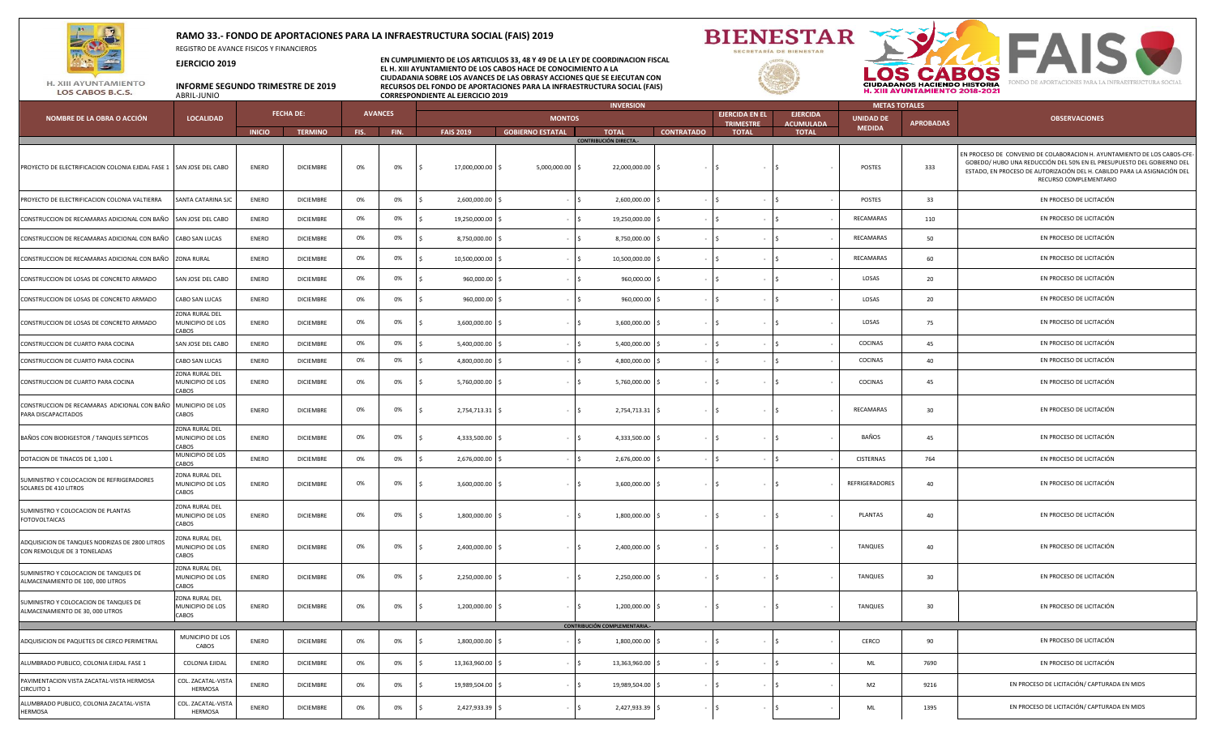# RAMO 33.- FONDO DE APORTACIONES PARA LA INFRAESTRUCTURA SOCIAL (FAIS) 2019

REGISTRO DE AVANCE FISICOS Y FINANCIEROS

**EJERCICIO 2019**

**INFORME SEGUNDO TRIMESTRE DE 2019**
ABRIL-JUNIO

**EN CUMPLIMIENTO DE LOS ARTICULOS 33, 48 Y 49 DE LA LEY DE COORDINACION FISCAL EL H. XIII AYUNTAMIENTO DE LOS CABOS HACE DE CONOCIMIENTO A LA CIUDADANIA SOBRE LOS AVANCES DE LAS OBRASY ACCIONES QUE SE EJECUTAN CON RECURSOS DEL FONDO DE APORTACIONES PARA LA INFRAESTRUCTURA SOCIAL (FAIS) CORRESPONDIENTE AL EJERCICIO 2019**

H. XIII AYUNTAMIENTO LOS CABOS B.C.S.

BIENESTAR — SECRETARÍA DE BIENESTAR

LOS CABOS — CIUDADANOS HACIENDO HISTORIA — H. XIII AYUNTAMIENTO 2018-2021

FAIS — FONDO DE APORTACIONES PARA LA INFRAESTRUCTURA SOCIAL

| NOMBRE DE LA OBRA O ACCIÓN | LOCALIDAD | FECHA DE: | | AVANCES | | INVERSION | | | | | | METAS TOTALES | | OBSERVACIONES |
|---|---|---|---|---|---|---|---|---|---|---|---|---|---|---|
| | | | | | | MONTOS | | | | EJERCIDA EN EL TRIMESTRE | EJERCIDA ACUMULADA | UNIDAD DE MEDIDA | APROBADAS | |
| | | INICIO | TERMINO | FIS. | FIN. | FAIS 2019 | GOBIERNO ESTATAL | TOTAL | CONTRATADO | TOTAL | TOTAL | | | |
| **CONTRIBUCIÓN DIRECTA.-** | | | | | | | | | | | | | | |
| PROYECTO DE ELECTRIFICACION COLONIA EJIDAL FASE 1 | SAN JOSE DEL CABO | ENERO | DICIEMBRE | 0% | 0% | $ 17,000,000.00 | $ 5,000,000.00 | $ 22,000,000.00 | $ - | $ - | $ - | POSTES | 333 | EN PROCESO DE CONVENIO DE COLABORACION H. AYUNTAMIENTO DE LOS CABOS-CFE-GOBEDO/ HUBO UNA REDUCCIÓN DEL 50% EN EL PRESUPUESTO DEL GOBIERNO DEL ESTADO, EN PROCESO DE AUTORIZACIÓN DEL H. CABILDO PARA LA ASIGNACIÓN DEL RECURSO COMPLEMENTARIO |
| PROYECTO DE ELECTRIFICACION COLONIA VALTIERRA | SANTA CATARINA SJC | ENERO | DICIEMBRE | 0% | 0% | $ 2,600,000.00 | $ - | $ 2,600,000.00 | $ - | $ - | $ - | POSTES | 33 | EN PROCESO DE LICITACIÓN |
| CONSTRUCCION DE RECAMARAS ADICIONAL CON BAÑO | SAN JOSE DEL CABO | ENERO | DICIEMBRE | 0% | 0% | $ 19,250,000.00 | $ - | $ 19,250,000.00 | $ - | $ - | $ - | RECAMARAS | 110 | EN PROCESO DE LICITACIÓN |
| CONSTRUCCION DE RECAMARAS ADICIONAL CON BAÑO | CABO SAN LUCAS | ENERO | DICIEMBRE | 0% | 0% | $ 8,750,000.00 | $ - | $ 8,750,000.00 | $ - | $ - | $ - | RECAMARAS | 50 | EN PROCESO DE LICITACIÓN |
| CONSTRUCCION DE RECAMARAS ADICIONAL CON BAÑO | ZONA RURAL | ENERO | DICIEMBRE | 0% | 0% | $ 10,500,000.00 | $ - | $ 10,500,000.00 | $ - | $ - | $ - | RECAMARAS | 60 | EN PROCESO DE LICITACIÓN |
| CONSTRUCCION DE LOSAS DE CONCRETO ARMADO | SAN JOSE DEL CABO | ENERO | DICIEMBRE | 0% | 0% | $ 960,000.00 | $ - | $ 960,000.00 | $ - | $ - | $ - | LOSAS | 20 | EN PROCESO DE LICITACIÓN |
| CONSTRUCCION DE LOSAS DE CONCRETO ARMADO | CABO SAN LUCAS | ENERO | DICIEMBRE | 0% | 0% | $ 960,000.00 | $ - | $ 960,000.00 | $ - | $ - | $ - | LOSAS | 20 | EN PROCESO DE LICITACIÓN |
| CONSTRUCCION DE LOSAS DE CONCRETO ARMADO | ZONA RURAL DEL MUNICIPIO DE LOS CABOS | ENERO | DICIEMBRE | 0% | 0% | $ 3,600,000.00 | $ - | $ 3,600,000.00 | $ - | $ - | $ - | LOSAS | 75 | EN PROCESO DE LICITACIÓN |
| CONSTRUCCION DE CUARTO PARA COCINA | SAN JOSE DEL CABO | ENERO | DICIEMBRE | 0% | 0% | $ 5,400,000.00 | $ - | $ 5,400,000.00 | $ - | $ - | $ - | COCINAS | 45 | EN PROCESO DE LICITACIÓN |
| CONSTRUCCION DE CUARTO PARA COCINA | CABO SAN LUCAS | ENERO | DICIEMBRE | 0% | 0% | $ 4,800,000.00 | $ - | $ 4,800,000.00 | $ - | $ - | $ - | COCINAS | 40 | EN PROCESO DE LICITACIÓN |
| CONSTRUCCION DE CUARTO PARA COCINA | ZONA RURAL DEL MUNICIPIO DE LOS CABOS | ENERO | DICIEMBRE | 0% | 0% | $ 5,760,000.00 | $ - | $ 5,760,000.00 | $ - | $ - | $ - | COCINAS | 45 | EN PROCESO DE LICITACIÓN |
| CONSTRUCCION DE RECAMARAS ADICIONAL CON BAÑO PARA DISCAPACITADOS | MUNICIPIO DE LOS CABOS | ENERO | DICIEMBRE | 0% | 0% | $ 2,754,713.31 | $ - | $ 2,754,713.31 | $ - | $ - | $ - | RECAMARAS | 30 | EN PROCESO DE LICITACIÓN |
| BAÑOS CON BIODIGESTOR / TANQUES SEPTICOS | ZONA RURAL DEL MUNICIPIO DE LOS CABOS | ENERO | DICIEMBRE | 0% | 0% | $ 4,333,500.00 | $ - | $ 4,333,500.00 | $ - | $ - | $ - | BAÑOS | 45 | EN PROCESO DE LICITACIÓN |
| DOTACION DE TINACOS DE 1,100 L | MUNICIPIO DE LOS CABOS | ENERO | DICIEMBRE | 0% | 0% | $ 2,676,000.00 | $ - | $ 2,676,000.00 | $ - | $ - | $ - | CISTERNAS | 764 | EN PROCESO DE LICITACIÓN |
| SUMINISTRO Y COLOCACION DE REFRIGERADORES SOLARES DE 410 LITROS | ZONA RURAL DEL MUNICIPIO DE LOS CABOS | ENERO | DICIEMBRE | 0% | 0% | $ 3,600,000.00 | $ - | $ 3,600,000.00 | $ - | $ - | $ - | REFRIGERADORES | 40 | EN PROCESO DE LICITACIÓN |
| SUMINISTRO Y COLOCACION DE PLANTAS FOTOVOLTAICAS | ZONA RURAL DEL MUNICIPIO DE LOS CABOS | ENERO | DICIEMBRE | 0% | 0% | $ 1,800,000.00 | $ - | $ 1,800,000.00 | $ - | $ - | $ - | PLANTAS | 40 | EN PROCESO DE LICITACIÓN |
| ADQUISICION DE TANQUES NODRIZAS DE 2800 LITROS CON REMOLQUE DE 3 TONELADAS | ZONA RURAL DEL MUNICIPIO DE LOS CABOS | ENERO | DICIEMBRE | 0% | 0% | $ 2,400,000.00 | $ - | $ 2,400,000.00 | $ - | $ - | $ - | TANQUES | 40 | EN PROCESO DE LICITACIÓN |
| SUMINISTRO Y COLOCACION DE TANQUES DE ALMACENAMIENTO DE 100; 000 LITROS | ZONA RURAL DEL MUNICIPIO DE LOS CABOS | ENERO | DICIEMBRE | 0% | 0% | $ 2,250,000.00 | $ - | $ 2,250,000.00 | $ - | $ - | $ - | TANQUES | 30 | EN PROCESO DE LICITACIÓN |
| SUMINISTRO Y COLOCACION DE TANQUES DE ALMACENAMIENTO DE 30, 000 LITROS | ZONA RURAL DEL MUNICIPIO DE LOS CABOS | ENERO | DICIEMBRE | 0% | 0% | $ 1,200,000.00 | $ - | $ 1,200,000.00 | $ - | $ - | $ - | TANQUES | 30 | EN PROCESO DE LICITACIÓN |
| **CONTRIBUCIÓN COMPLEMENTARIA.-** | | | | | | | | | | | | | | |
| ADQUISICION DE PAQUETES DE CERCO PERIMETRAL | MUNICIPIO DE LOS CABOS | ENERO | DICIEMBRE | 0% | 0% | $ 1,800,000.00 | $ - | $ 1,800,000.00 | $ - | $ - | $ - | CERCO | 90 | EN PROCESO DE LICITACIÓN |
| ALUMBRADO PUBLICO, COLONIA EJIDAL FASE 1 | COLONIA EJIDAL | ENERO | DICIEMBRE | 0% | 0% | $ 13,363,960.00 | $ - | $ 13,363,960.00 | $ - | $ - | $ - | ML | 7690 | EN PROCESO DE LICITACIÓN |
| PAVIMENTACION VISTA ZACATAL-VISTA HERMOSA CIRCUITO 1 | COL. ZACATAL-VISTA HERMOSA | ENERO | DICIEMBRE | 0% | 0% | $ 19,989,504.00 | $ - | $ 19,989,504.00 | $ - | $ - | $ - | M2 | 9216 | EN PROCESO DE LICITACIÓN/ CAPTURADA EN MIDS |
| ALUMBRADO PUBLICO, COLONIA ZACATAL-VISTA HERMOSA | COL. ZACATAL-VISTA HERMOSA | ENERO | DICIEMBRE | 0% | 0% | $ 2,427,933.39 | $ - | $ 2,427,933.39 | $ - | $ - | $ - | ML | 1395 | EN PROCESO DE LICITACIÓN/ CAPTURADA EN MIDS |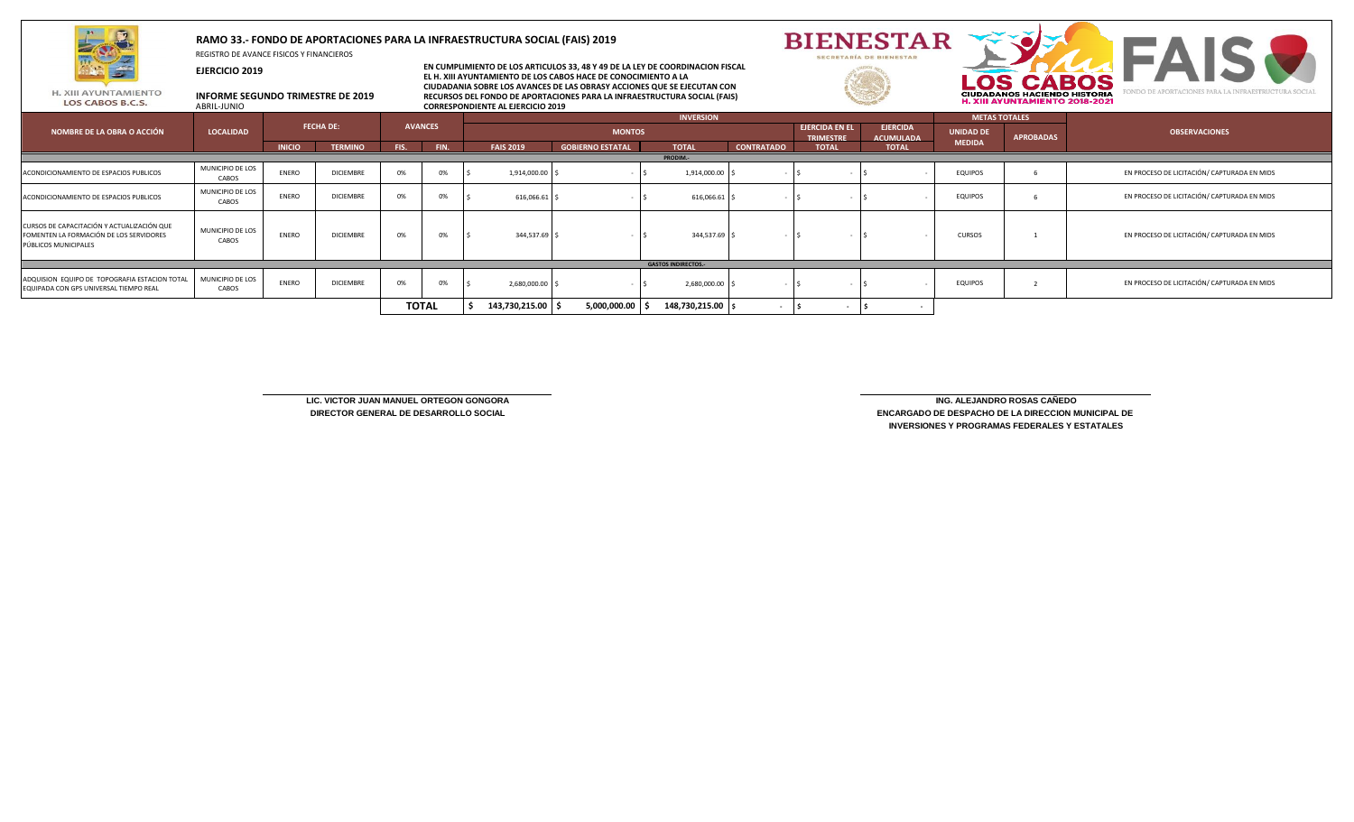**H. XIII AYUNTAMIENTO LOS CABOS B.C.S.**

## RAMO 33.- FONDO DE APORTACIONES PARA LA INFRAESTRUCTURA SOCIAL (FAIS) 2019

REGISTRO DE AVANCE FISICOS Y FINANCIEROS

**EJERCICIO 2019**

**INFORME SEGUNDO TRIMESTRE DE 2019**
ABRIL-JUNIO

**EN CUMPLIMIENTO DE LOS ARTICULOS 33, 48 Y 49 DE LA LEY DE COORDINACION FISCAL EL H. XIII AYUNTAMIENTO DE LOS CABOS HACE DE CONOCIMIENTO A LA CIUDADANIA SOBRE LOS AVANCES DE LAS OBRASY ACCIONES QUE SE EJECUTAN CON RECURSOS DEL FONDO DE APORTACIONES PARA LA INFRAESTRUCTURA SOCIAL (FAIS) CORRESPONDIENTE AL EJERCICIO 2019**

BIENESTAR SECRETARÍA DE BIENESTAR

LOS CABOS CIUDADANOS HACIENDO HISTORIA H. XIII AYUNTAMIENTO 2018-2021

FAIS FONDO DE APORTACIONES PARA LA INFRAESTRUCTURA SOCIAL

| NOMBRE DE LA OBRA O ACCIÓN | LOCALIDAD | FECHA DE: | | AVANCES | | INVERSION | | | | | | METAS TOTALES | | OBSERVACIONES |
|---|---|---|---|---|---|---|---|---|---|---|---|---|---|---|
| | | | | | | MONTOS | | | | EJERCIDA EN EL TRIMESTRE | EJERCIDA ACUMULADA | UNIDAD DE MEDIDA | APROBADAS | |
| | | INICIO | TERMINO | FIS. | FIN. | FAIS 2019 | GOBIERNO ESTATAL | TOTAL | CONTRATADO | TOTAL | TOTAL | | | |
| PRODIM.- | | | | | | | | | | | | | | |
| ACONDICIONAMIENTO DE ESPACIOS PUBLICOS | MUNICIPIO DE LOS CABOS | ENERO | DICIEMBRE | 0% | 0% | $ 1,914,000.00 | $ - | $ 1,914,000.00 | $ - | $ - | $ - | EQUIPOS | 6 | EN PROCESO DE LICITACIÓN/ CAPTURADA EN MIDS |
| ACONDICIONAMIENTO DE ESPACIOS PUBLICOS | MUNICIPIO DE LOS CABOS | ENERO | DICIEMBRE | 0% | 0% | $ 616,066.61 | $ - | $ 616,066.61 | $ - | $ - | $ - | EQUIPOS | 6 | EN PROCESO DE LICITACIÓN/ CAPTURADA EN MIDS |
| CURSOS DE CAPACITACIÓN Y ACTUALIZACIÓN QUE FOMENTEN LA FORMACIÓN DE LOS SERVIDORES PÚBLICOS MUNICIPALES | MUNICIPIO DE LOS CABOS | ENERO | DICIEMBRE | 0% | 0% | $ 344,537.69 | $ - | $ 344,537.69 | $ - | $ - | $ - | CURSOS | 1 | EN PROCESO DE LICITACIÓN/ CAPTURADA EN MIDS |
| GASTOS INDIRECTOS.- | | | | | | | | | | | | | | |
| ADQUISION EQUIPO DE TOPOGRAFIA ESTACION TOTAL EQUIPADA CON GPS UNIVERSAL TIEMPO REAL | MUNICIPIO DE LOS CABOS | ENERO | DICIEMBRE | 0% | 0% | $ 2,680,000.00 | $ - | $ 2,680,000.00 | $ - | $ - | $ - | EQUIPOS | 2 | EN PROCESO DE LICITACIÓN/ CAPTURADA EN MIDS |
| | | | | **TOTAL** | | **$ 143,730,215.00** | **$ 5,000,000.00** | **$ 148,730,215.00** | **$ -** | **$ -** | **$ -** | | | |

**LIC. VICTOR JUAN MANUEL ORTEGON GONGORA**
**DIRECTOR GENERAL DE DESARROLLO SOCIAL**

**ING. ALEJANDRO ROSAS CAÑEDO**
**ENCARGADO DE DESPACHO DE LA DIRECCION MUNICIPAL DE INVERSIONES Y PROGRAMAS FEDERALES Y ESTATALES**